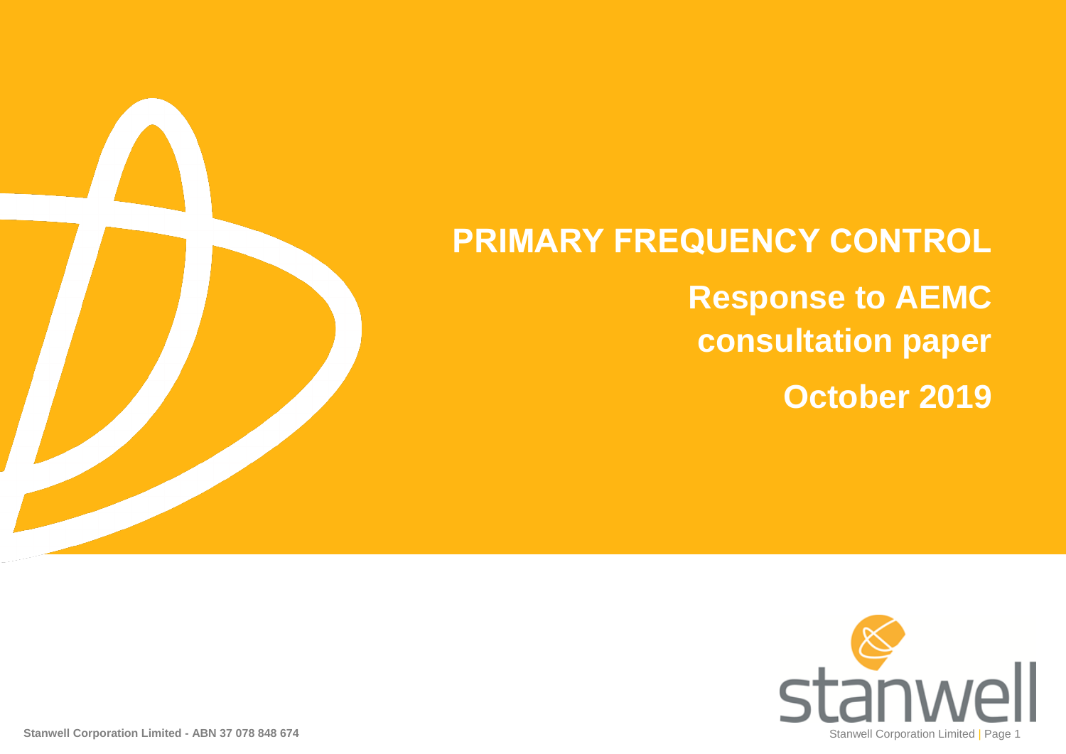# PRIMARY FREQUENCY CONTROL

## Response to AEMC consultation paper

## October 2019

Stanwell Corporation Limited - ABN 37 078 848 674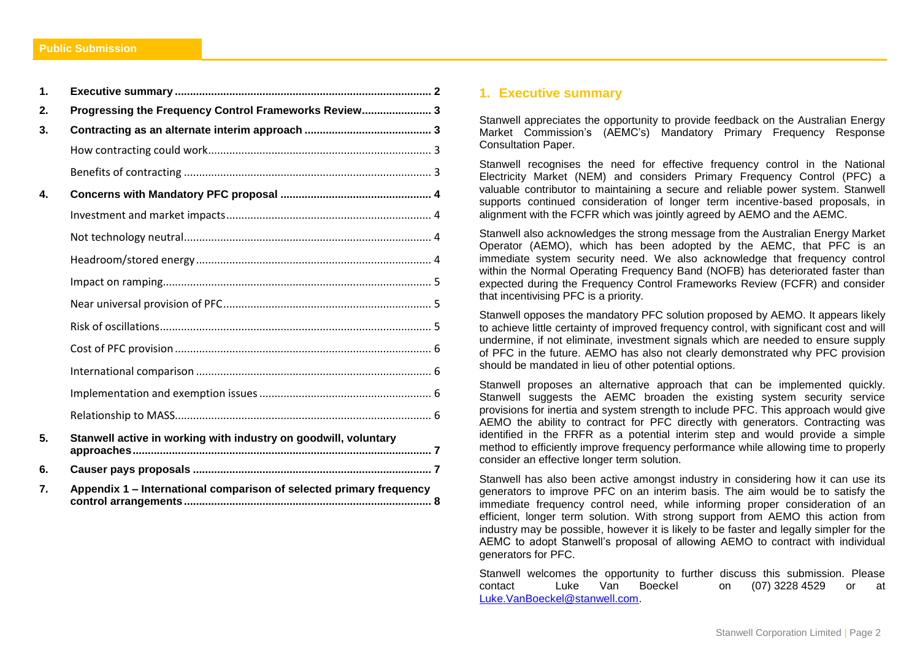1. **Executive summary** .... 2
2. **Progressing the Frequency Control Frameworks Review** .... 3
3. **Contracting as an alternate interim approach** .... 3
   - How contracting could work .... 3
   - Benefits of contracting .... 3
4. **Concerns with Mandatory PFC proposal** .... 4
   - Investment and market impacts .... 4
   - Not technology neutral .... 4
   - Headroom/stored energy .... 4
   - Impact on ramping .... 5
   - Near universal provision of PFC .... 5
   - Risk of oscillations .... 5
   - Cost of PFC provision .... 6
   - International comparison .... 6
   - Implementation and exemption issues .... 6
   - Relationship to MASS .... 6
5. **Stanwell active in working with industry on goodwill, voluntary approaches** .... 7
6. **Causer pays proposals** .... 7
7. **Appendix 1 – International comparison of selected primary frequency control arrangements** .... 8

## 1. Executive summary

Stanwell appreciates the opportunity to provide feedback on the Australian Energy Market Commission's (AEMC's) Mandatory Primary Frequency Response Consultation Paper.

Stanwell recognises the need for effective frequency control in the National Electricity Market (NEM) and considers Primary Frequency Control (PFC) a valuable contributor to maintaining a secure and reliable power system. Stanwell supports continued consideration of longer term incentive-based proposals, in alignment with the FCFR which was jointly agreed by AEMO and the AEMC.

Stanwell also acknowledges the strong message from the Australian Energy Market Operator (AEMO), which has been adopted by the AEMC, that PFC is an immediate system security need. We also acknowledge that frequency control within the Normal Operating Frequency Band (NOFB) has deteriorated faster than expected during the Frequency Control Frameworks Review (FCFR) and consider that incentivising PFC is a priority.

Stanwell opposes the mandatory PFC solution proposed by AEMO. It appears likely to achieve little certainty of improved frequency control, with significant cost and will undermine, if not eliminate, investment signals which are needed to ensure supply of PFC in the future. AEMO has also not clearly demonstrated why PFC provision should be mandated in lieu of other potential options.

Stanwell proposes an alternative approach that can be implemented quickly. Stanwell suggests the AEMC broaden the existing system security service provisions for inertia and system strength to include PFC. This approach would give AEMO the ability to contract for PFC directly with generators. Contracting was identified in the FRFR as a potential interim step and would provide a simple method to efficiently improve frequency performance while allowing time to properly consider an effective longer term solution.

Stanwell has also been active amongst industry in considering how it can use its generators to improve PFC on an interim basis. The aim would be to satisfy the immediate frequency control need, while informing proper consideration of an efficient, longer term solution. With strong support from AEMO this action from industry may be possible, however it is likely to be faster and legally simpler for the AEMC to adopt Stanwell's proposal of allowing AEMO to contract with individual generators for PFC.

Stanwell welcomes the opportunity to further discuss this submission. Please contact Luke Van Boeckel on (07) 3228 4529 or at Luke.VanBoeckel@stanwell.com.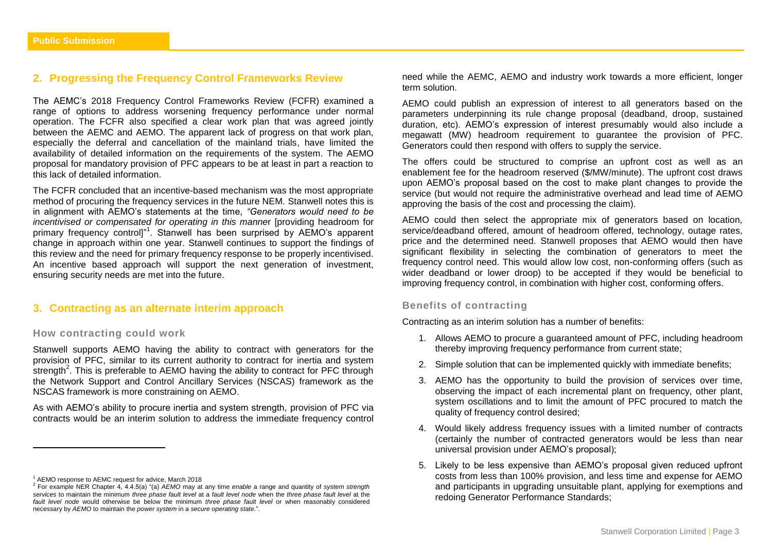## 2. Progressing the Frequency Control Frameworks Review

The AEMC's 2018 Frequency Control Frameworks Review (FCFR) examined a range of options to address worsening frequency performance under normal operation. The FCFR also specified a clear work plan that was agreed jointly between the AEMC and AEMO. The apparent lack of progress on that work plan, especially the deferral and cancellation of the mainland trials, have limited the availability of detailed information on the requirements of the system. The AEMO proposal for mandatory provision of PFC appears to be at least in part a reaction to this lack of detailed information.

The FCFR concluded that an incentive-based mechanism was the most appropriate method of procuring the frequency services in the future NEM. Stanwell notes this is in alignment with AEMO's statements at the time, *"Generators would need to be incentivised or compensated for operating in this manne*r [providing headroom for primary frequency control]"[1]. Stanwell has been surprised by AEMO's apparent change in approach within one year. Stanwell continues to support the findings of this review and the need for primary frequency response to be properly incentivised. An incentive based approach will support the next generation of investment, ensuring security needs are met into the future.

## 3. Contracting as an alternate interim approach

### How contracting could work

Stanwell supports AEMO having the ability to contract with generators for the provision of PFC, similar to its current authority to contract for inertia and system strength[2]. This is preferable to AEMO having the ability to contract for PFC through the Network Support and Control Ancillary Services (NSCAS) framework as the NSCAS framework is more constraining on AEMO.

As with AEMO's ability to procure inertia and system strength, provision of PFC via contracts would be an interim solution to address the immediate frequency control need while the AEMC, AEMO and industry work towards a more efficient, longer term solution.

AEMO could publish an expression of interest to all generators based on the parameters underpinning its rule change proposal (deadband, droop, sustained duration, etc). AEMO's expression of interest presumably would also include a megawatt (MW) headroom requirement to guarantee the provision of PFC. Generators could then respond with offers to supply the service.

The offers could be structured to comprise an upfront cost as well as an enablement fee for the headroom reserved ($/MW/minute). The upfront cost draws upon AEMO's proposal based on the cost to make plant changes to provide the service (but would not require the administrative overhead and lead time of AEMO approving the basis of the cost and processing the claim).

AEMO could then select the appropriate mix of generators based on location, service/deadband offered, amount of headroom offered, technology, outage rates, price and the determined need. Stanwell proposes that AEMO would then have significant flexibility in selecting the combination of generators to meet the frequency control need. This would allow low cost, non-conforming offers (such as wider deadband or lower droop) to be accepted if they would be beneficial to improving frequency control, in combination with higher cost, conforming offers.

### Benefits of contracting

Contracting as an interim solution has a number of benefits:

1. Allows AEMO to procure a guaranteed amount of PFC, including headroom thereby improving frequency performance from current state;
2. Simple solution that can be implemented quickly with immediate benefits;
3. AEMO has the opportunity to build the provision of services over time, observing the impact of each incremental plant on frequency, other plant, system oscillations and to limit the amount of PFC procured to match the quality of frequency control desired;
4. Would likely address frequency issues with a limited number of contracts (certainly the number of contracted generators would be less than near universal provision under AEMO's proposal);
5. Likely to be less expensive than AEMO's proposal given reduced upfront costs from less than 100% provision, and less time and expense for AEMO and participants in upgrading unsuitable plant, applying for exemptions and redoing Generator Performance Standards;

---

[1] AEMO response to AEMC request for advice, March 2018

[2] For example NER Chapter 4, 4.4.5(a) "(a) *AEMO* may at any time *enable* a range and quantity of *system strength services* to maintain the minimum *three phase fault level* at a *fault level node* when the *three phase fault level* at the *fault level node* would otherwise be below the minimum *three phase fault level* or when reasonably considered necessary by *AEMO* to maintain the *power system* in a *secure operating state*.".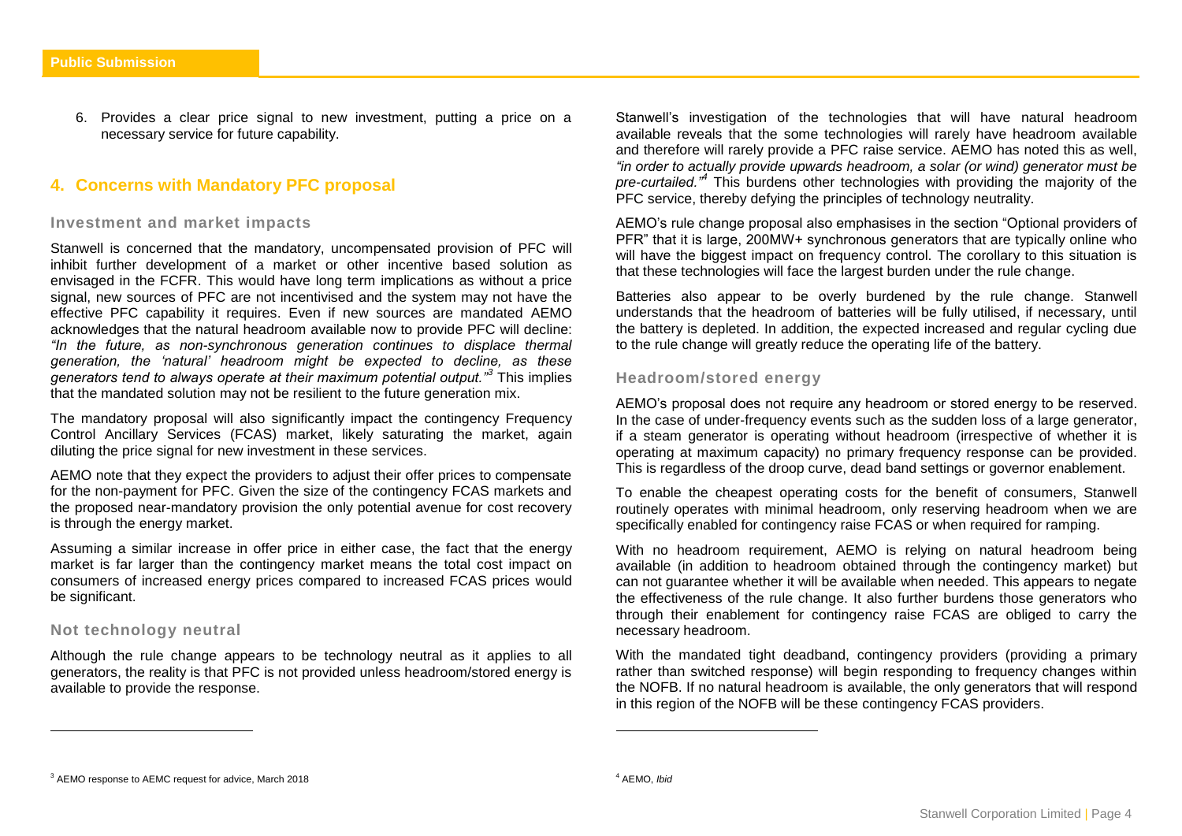6. Provides a clear price signal to new investment, putting a price on a necessary service for future capability.

## 4. Concerns with Mandatory PFC proposal

### Investment and market impacts

Stanwell is concerned that the mandatory, uncompensated provision of PFC will inhibit further development of a market or other incentive based solution as envisaged in the FCFR. This would have long term implications as without a price signal, new sources of PFC are not incentivised and the system may not have the effective PFC capability it requires. Even if new sources are mandated AEMO acknowledges that the natural headroom available now to provide PFC will decline: *"In the future, as non-synchronous generation continues to displace thermal generation, the 'natural' headroom might be expected to decline, as these generators tend to always operate at their maximum potential output."*[3] This implies that the mandated solution may not be resilient to the future generation mix.

The mandatory proposal will also significantly impact the contingency Frequency Control Ancillary Services (FCAS) market, likely saturating the market, again diluting the price signal for new investment in these services.

AEMO note that they expect the providers to adjust their offer prices to compensate for the non-payment for PFC. Given the size of the contingency FCAS markets and the proposed near-mandatory provision the only potential avenue for cost recovery is through the energy market.

Assuming a similar increase in offer price in either case, the fact that the energy market is far larger than the contingency market means the total cost impact on consumers of increased energy prices compared to increased FCAS prices would be significant.

### Not technology neutral

Although the rule change appears to be technology neutral as it applies to all generators, the reality is that PFC is not provided unless headroom/stored energy is available to provide the response.

Stanwell's investigation of the technologies that will have natural headroom available reveals that the some technologies will rarely have headroom available and therefore will rarely provide a PFC raise service. AEMO has noted this as well, *"in order to actually provide upwards headroom, a solar (or wind) generator must be pre-curtailed."*[4] This burdens other technologies with providing the majority of the PFC service, thereby defying the principles of technology neutrality.

AEMO's rule change proposal also emphasises in the section "Optional providers of PFR" that it is large, 200MW+ synchronous generators that are typically online who will have the biggest impact on frequency control. The corollary to this situation is that these technologies will face the largest burden under the rule change.

Batteries also appear to be overly burdened by the rule change. Stanwell understands that the headroom of batteries will be fully utilised, if necessary, until the battery is depleted. In addition, the expected increased and regular cycling due to the rule change will greatly reduce the operating life of the battery.

### Headroom/stored energy

AEMO's proposal does not require any headroom or stored energy to be reserved. In the case of under-frequency events such as the sudden loss of a large generator, if a steam generator is operating without headroom (irrespective of whether it is operating at maximum capacity) no primary frequency response can be provided. This is regardless of the droop curve, dead band settings or governor enablement.

To enable the cheapest operating costs for the benefit of consumers, Stanwell routinely operates with minimal headroom, only reserving headroom when we are specifically enabled for contingency raise FCAS or when required for ramping.

With no headroom requirement, AEMO is relying on natural headroom being available (in addition to headroom obtained through the contingency market) but can not guarantee whether it will be available when needed. This appears to negate the effectiveness of the rule change. It also further burdens those generators who through their enablement for contingency raise FCAS are obliged to carry the necessary headroom.

With the mandated tight deadband, contingency providers (providing a primary rather than switched response) will begin responding to frequency changes within the NOFB. If no natural headroom is available, the only generators that will respond in this region of the NOFB will be these contingency FCAS providers.

---

[3] AEMO response to AEMC request for advice, March 2018

[4] AEMO, *Ibid*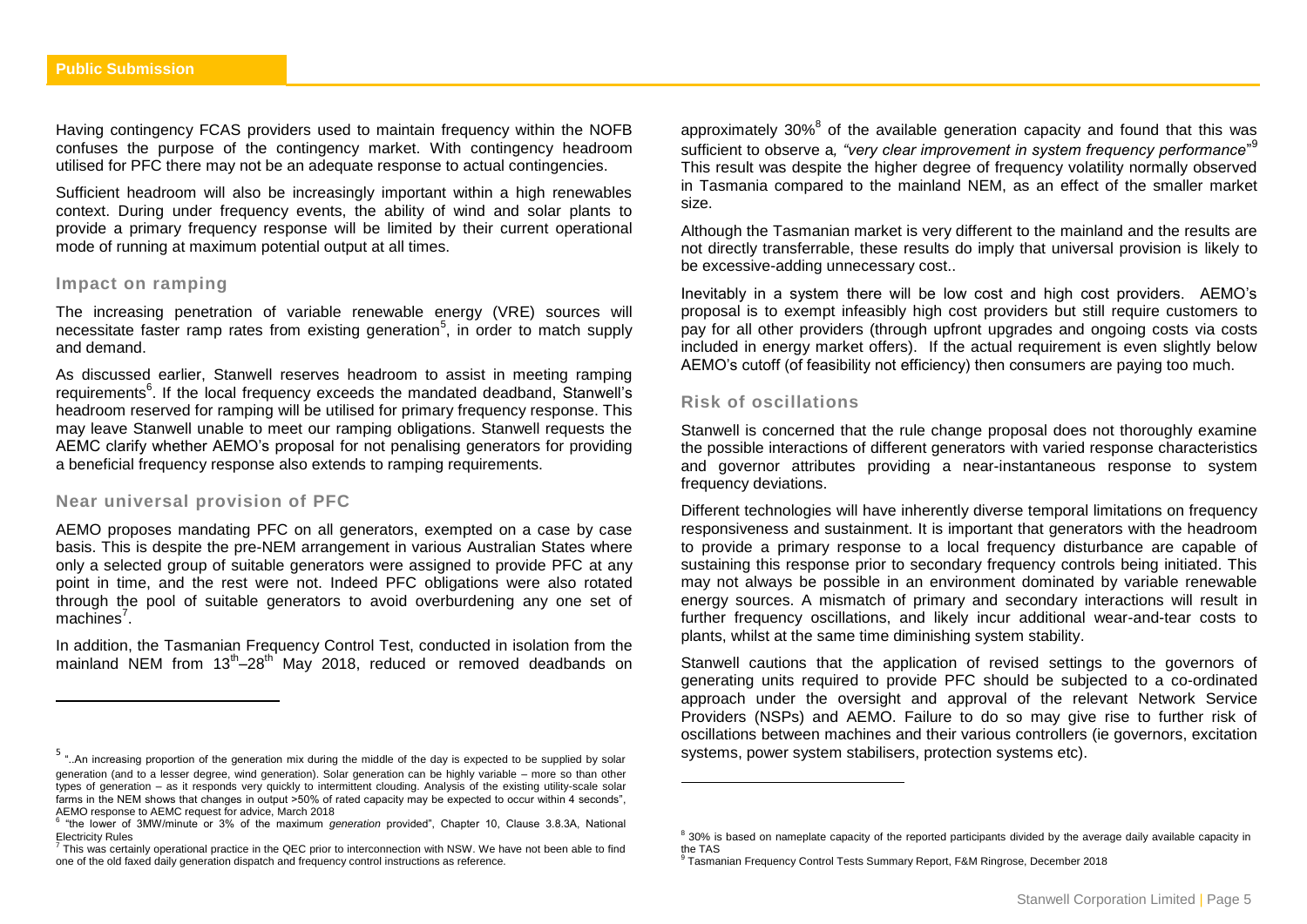Having contingency FCAS providers used to maintain frequency within the NOFB confuses the purpose of the contingency market. With contingency headroom utilised for PFC there may not be an adequate response to actual contingencies.

Sufficient headroom will also be increasingly important within a high renewables context. During under frequency events, the ability of wind and solar plants to provide a primary frequency response will be limited by their current operational mode of running at maximum potential output at all times.

### Impact on ramping

The increasing penetration of variable renewable energy (VRE) sources will necessitate faster ramp rates from existing generation[5], in order to match supply and demand.

As discussed earlier, Stanwell reserves headroom to assist in meeting ramping requirements[6]. If the local frequency exceeds the mandated deadband, Stanwell's headroom reserved for ramping will be utilised for primary frequency response. This may leave Stanwell unable to meet our ramping obligations. Stanwell requests the AEMC clarify whether AEMO's proposal for not penalising generators for providing a beneficial frequency response also extends to ramping requirements.

### Near universal provision of PFC

AEMO proposes mandating PFC on all generators, exempted on a case by case basis. This is despite the pre-NEM arrangement in various Australian States where only a selected group of suitable generators were assigned to provide PFC at any point in time, and the rest were not. Indeed PFC obligations were also rotated through the pool of suitable generators to avoid overburdening any one set of machines[7].

In addition, the Tasmanian Frequency Control Test, conducted in isolation from the mainland NEM from 13th–28th May 2018, reduced or removed deadbands on approximately 30%[8] of the available generation capacity and found that this was sufficient to observe a, *"very clear improvement in system frequency performance"*[9] This result was despite the higher degree of frequency volatility normally observed in Tasmania compared to the mainland NEM, as an effect of the smaller market size.

Although the Tasmanian market is very different to the mainland and the results are not directly transferrable, these results do imply that universal provision is likely to be excessive-adding unnecessary cost..

Inevitably in a system there will be low cost and high cost providers. AEMO's proposal is to exempt infeasibly high cost providers but still require customers to pay for all other providers (through upfront upgrades and ongoing costs via costs included in energy market offers). If the actual requirement is even slightly below AEMO's cutoff (of feasibility not efficiency) then consumers are paying too much.

### Risk of oscillations

Stanwell is concerned that the rule change proposal does not thoroughly examine the possible interactions of different generators with varied response characteristics and governor attributes providing a near-instantaneous response to system frequency deviations.

Different technologies will have inherently diverse temporal limitations on frequency responsiveness and sustainment. It is important that generators with the headroom to provide a primary response to a local frequency disturbance are capable of sustaining this response prior to secondary frequency controls being initiated. This may not always be possible in an environment dominated by variable renewable energy sources. A mismatch of primary and secondary interactions will result in further frequency oscillations, and likely incur additional wear-and-tear costs to plants, whilst at the same time diminishing system stability.

Stanwell cautions that the application of revised settings to the governors of generating units required to provide PFC should be subjected to a co-ordinated approach under the oversight and approval of the relevant Network Service Providers (NSPs) and AEMO. Failure to do so may give rise to further risk of oscillations between machines and their various controllers (ie governors, excitation systems, power system stabilisers, protection systems etc).

---

[5] "..An increasing proportion of the generation mix during the middle of the day is expected to be supplied by solar generation (and to a lesser degree, wind generation). Solar generation can be highly variable – more so than other types of generation – as it responds very quickly to intermittent clouding. Analysis of the existing utility-scale solar farms in the NEM shows that changes in output >50% of rated capacity may be expected to occur within 4 seconds", AEMO response to AEMC request for advice, March 2018

[6] "the lower of 3MW/minute or 3% of the maximum *generation* provided", Chapter 10, Clause 3.8.3A, National Electricity Rules

[7] This was certainly operational practice in the QEC prior to interconnection with NSW. We have not been able to find one of the old faxed daily generation dispatch and frequency control instructions as reference.

[8] 30% is based on nameplate capacity of the reported participants divided by the average daily available capacity in the TAS

[9] Tasmanian Frequency Control Tests Summary Report, F&M Ringrose, December 2018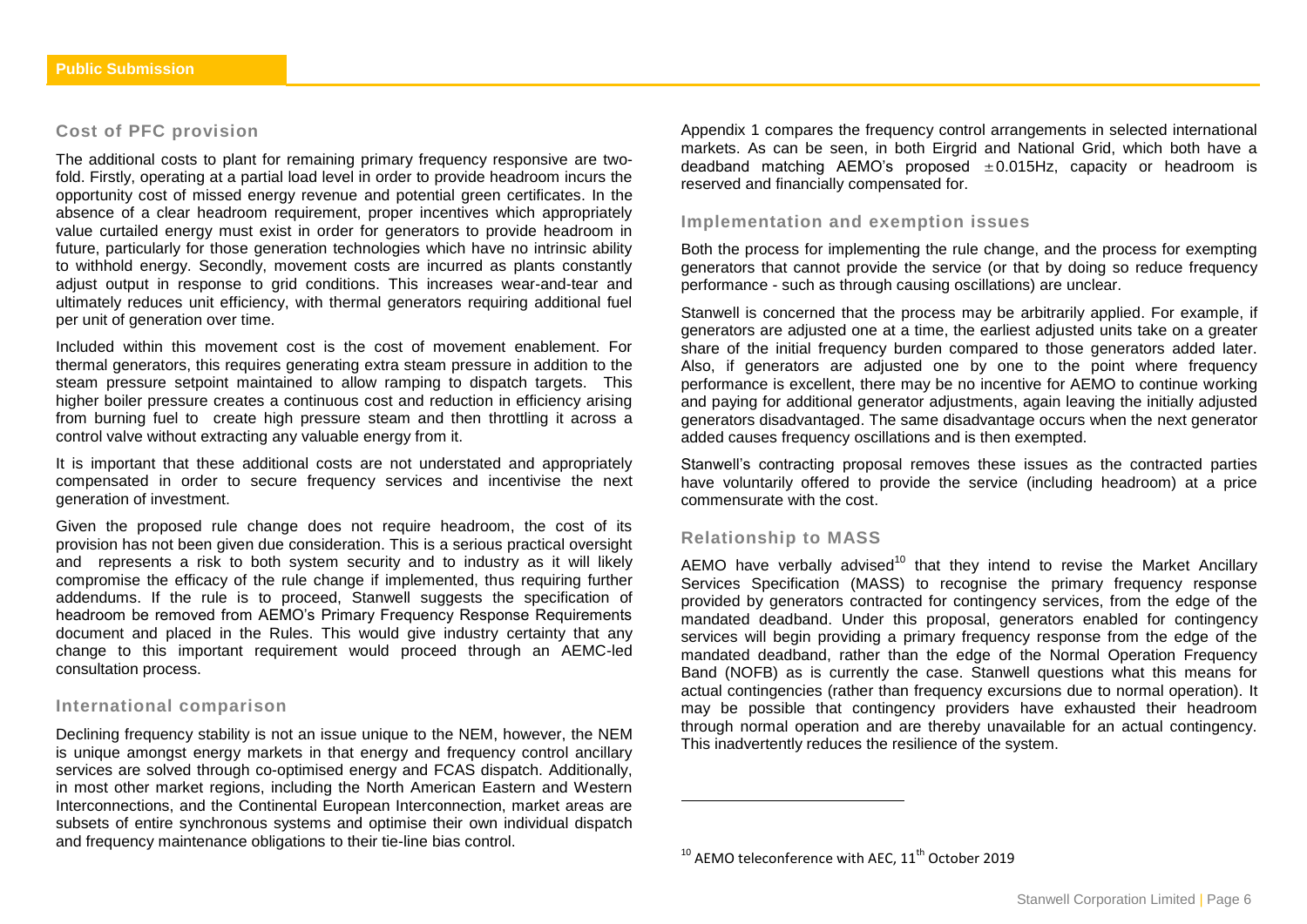## Cost of PFC provision

The additional costs to plant for remaining primary frequency responsive are two-fold. Firstly, operating at a partial load level in order to provide headroom incurs the opportunity cost of missed energy revenue and potential green certificates. In the absence of a clear headroom requirement, proper incentives which appropriately value curtailed energy must exist in order for generators to provide headroom in future, particularly for those generation technologies which have no intrinsic ability to withhold energy. Secondly, movement costs are incurred as plants constantly adjust output in response to grid conditions. This increases wear-and-tear and ultimately reduces unit efficiency, with thermal generators requiring additional fuel per unit of generation over time.

Included within this movement cost is the cost of movement enablement. For thermal generators, this requires generating extra steam pressure in addition to the steam pressure setpoint maintained to allow ramping to dispatch targets. This higher boiler pressure creates a continuous cost and reduction in efficiency arising from burning fuel to create high pressure steam and then throttling it across a control valve without extracting any valuable energy from it.

It is important that these additional costs are not understated and appropriately compensated in order to secure frequency services and incentivise the next generation of investment.

Given the proposed rule change does not require headroom, the cost of its provision has not been given due consideration. This is a serious practical oversight and represents a risk to both system security and to industry as it will likely compromise the efficacy of the rule change if implemented, thus requiring further addendums. If the rule is to proceed, Stanwell suggests the specification of headroom be removed from AEMO's Primary Frequency Response Requirements document and placed in the Rules. This would give industry certainty that any change to this important requirement would proceed through an AEMC-led consultation process.

## International comparison

Declining frequency stability is not an issue unique to the NEM, however, the NEM is unique amongst energy markets in that energy and frequency control ancillary services are solved through co-optimised energy and FCAS dispatch. Additionally, in most other market regions, including the North American Eastern and Western Interconnections, and the Continental European Interconnection, market areas are subsets of entire synchronous systems and optimise their own individual dispatch and frequency maintenance obligations to their tie-line bias control.

Appendix 1 compares the frequency control arrangements in selected international markets. As can be seen, in both Eirgrid and National Grid, which both have a deadband matching AEMO's proposed ±0.015Hz, capacity or headroom is reserved and financially compensated for.

## Implementation and exemption issues

Both the process for implementing the rule change, and the process for exempting generators that cannot provide the service (or that by doing so reduce frequency performance - such as through causing oscillations) are unclear.

Stanwell is concerned that the process may be arbitrarily applied. For example, if generators are adjusted one at a time, the earliest adjusted units take on a greater share of the initial frequency burden compared to those generators added later. Also, if generators are adjusted one by one to the point where frequency performance is excellent, there may be no incentive for AEMO to continue working and paying for additional generator adjustments, again leaving the initially adjusted generators disadvantaged. The same disadvantage occurs when the next generator added causes frequency oscillations and is then exempted.

Stanwell's contracting proposal removes these issues as the contracted parties have voluntarily offered to provide the service (including headroom) at a price commensurate with the cost.

## Relationship to MASS

AEMO have verbally advised[10] that they intend to revise the Market Ancillary Services Specification (MASS) to recognise the primary frequency response provided by generators contracted for contingency services, from the edge of the mandated deadband. Under this proposal, generators enabled for contingency services will begin providing a primary frequency response from the edge of the mandated deadband, rather than the edge of the Normal Operation Frequency Band (NOFB) as is currently the case. Stanwell questions what this means for actual contingencies (rather than frequency excursions due to normal operation). It may be possible that contingency providers have exhausted their headroom through normal operation and are thereby unavailable for an actual contingency. This inadvertently reduces the resilience of the system.

[10] AEMO teleconference with AEC, 11th October 2019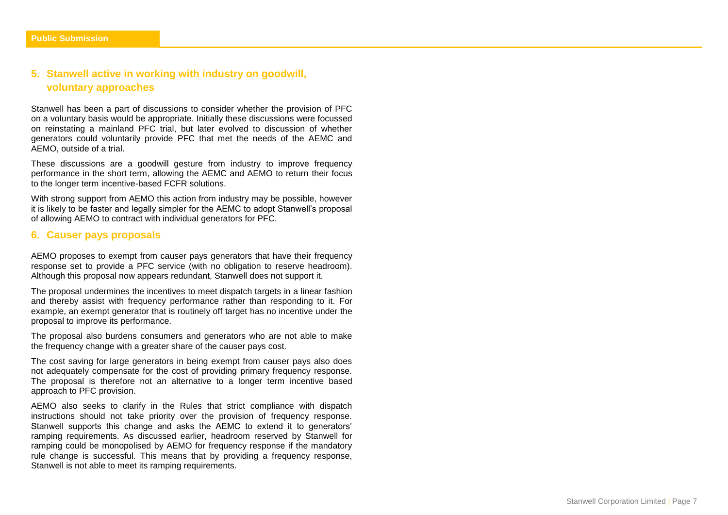## 5. Stanwell active in working with industry on goodwill, voluntary approaches

Stanwell has been a part of discussions to consider whether the provision of PFC on a voluntary basis would be appropriate. Initially these discussions were focussed on reinstating a mainland PFC trial, but later evolved to discussion of whether generators could voluntarily provide PFC that met the needs of the AEMC and AEMO, outside of a trial.

These discussions are a goodwill gesture from industry to improve frequency performance in the short term, allowing the AEMC and AEMO to return their focus to the longer term incentive-based FCFR solutions.

With strong support from AEMO this action from industry may be possible, however it is likely to be faster and legally simpler for the AEMC to adopt Stanwell's proposal of allowing AEMO to contract with individual generators for PFC.

## 6. Causer pays proposals

AEMO proposes to exempt from causer pays generators that have their frequency response set to provide a PFC service (with no obligation to reserve headroom). Although this proposal now appears redundant, Stanwell does not support it.

The proposal undermines the incentives to meet dispatch targets in a linear fashion and thereby assist with frequency performance rather than responding to it. For example, an exempt generator that is routinely off target has no incentive under the proposal to improve its performance.

The proposal also burdens consumers and generators who are not able to make the frequency change with a greater share of the causer pays cost.

The cost saving for large generators in being exempt from causer pays also does not adequately compensate for the cost of providing primary frequency response. The proposal is therefore not an alternative to a longer term incentive based approach to PFC provision.

AEMO also seeks to clarify in the Rules that strict compliance with dispatch instructions should not take priority over the provision of frequency response. Stanwell supports this change and asks the AEMC to extend it to generators' ramping requirements. As discussed earlier, headroom reserved by Stanwell for ramping could be monopolised by AEMO for frequency response if the mandatory rule change is successful. This means that by providing a frequency response, Stanwell is not able to meet its ramping requirements.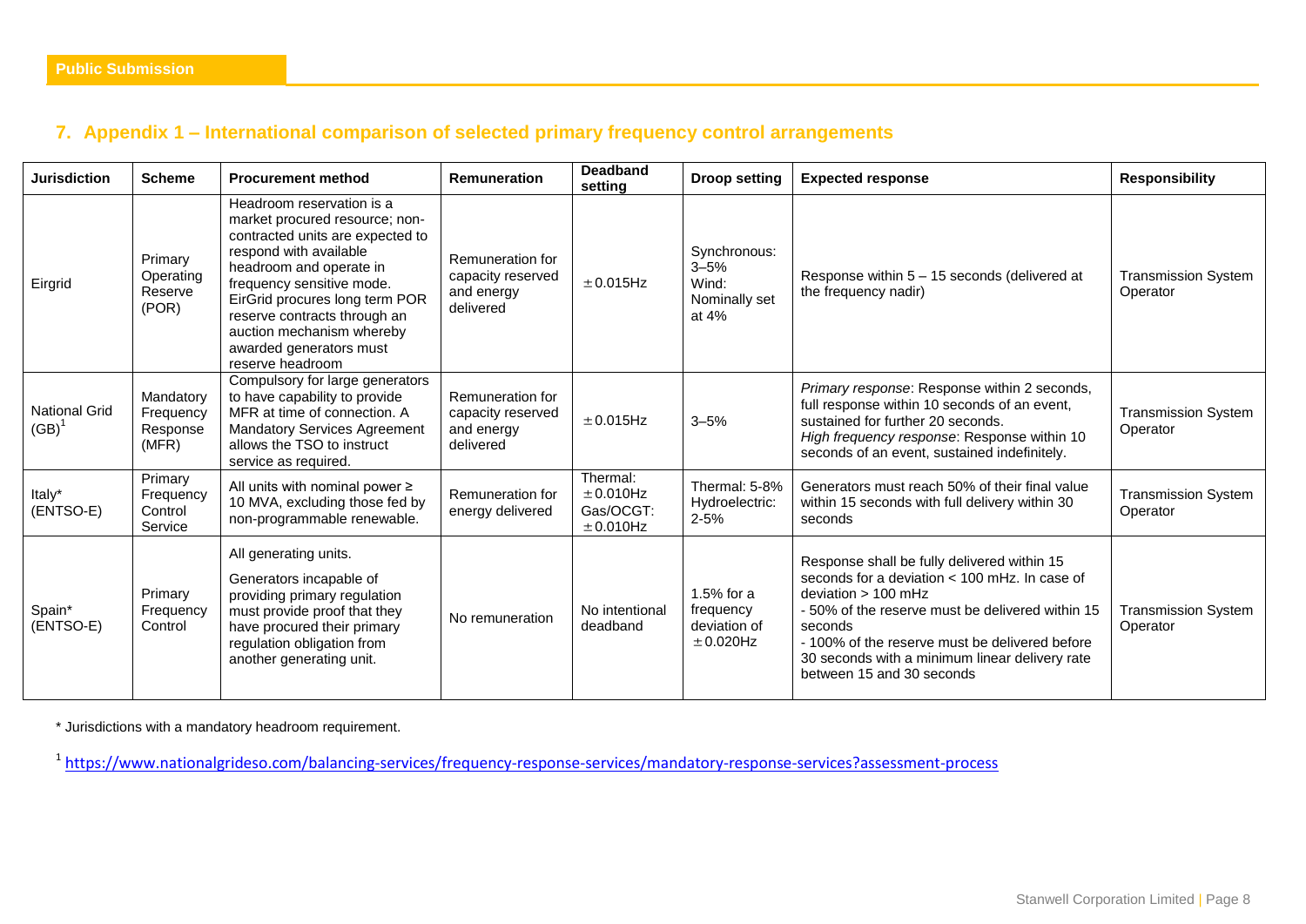## 7. Appendix 1 – International comparison of selected primary frequency control arrangements

| Jurisdiction | Scheme | Procurement method | Remuneration | Deadband setting | Droop setting | Expected response | Responsibility |
|---|---|---|---|---|---|---|---|
| Eirgrid | Primary Operating Reserve (POR) | Headroom reservation is a market procured resource; non-contracted units are expected to respond with available headroom and operate in frequency sensitive mode. EirGrid procures long term POR reserve contracts through an auction mechanism whereby awarded generators must reserve headroom | Remuneration for capacity reserved and energy delivered | ±0.015Hz | Synchronous: 3–5% Wind: Nominally set at 4% | Response within 5 – 15 seconds (delivered at the frequency nadir) | Transmission System Operator |
| National Grid (GB)[1] | Mandatory Frequency Response (MFR) | Compulsory for large generators to have capability to provide MFR at time of connection. A Mandatory Services Agreement allows the TSO to instruct service as required. | Remuneration for capacity reserved and energy delivered | ±0.015Hz | 3–5% | *Primary response*: Response within 2 seconds, full response within 10 seconds of an event, sustained for further 20 seconds. *High frequency response*: Response within 10 seconds of an event, sustained indefinitely. | Transmission System Operator |
| Italy* (ENTSO-E) | Primary Frequency Control Service | All units with nominal power ≥ 10 MVA, excluding those fed by non-programmable renewable. | Remuneration for energy delivered | Thermal: ±0.010Hz Gas/OCGT: ±0.010Hz | Thermal: 5-8% Hydroelectric: 2-5% | Generators must reach 50% of their final value within 15 seconds with full delivery within 30 seconds | Transmission System Operator |
| Spain* (ENTSO-E) | Primary Frequency Control | All generating units. Generators incapable of providing primary regulation must provide proof that they have procured their primary regulation obligation from another generating unit. | No remuneration | No intentional deadband | 1.5% for a frequency deviation of ±0.020Hz | Response shall be fully delivered within 15 seconds for a deviation < 100 mHz. In case of deviation > 100 mHz - 50% of the reserve must be delivered within 15 seconds - 100% of the reserve must be delivered before 30 seconds with a minimum linear delivery rate between 15 and 30 seconds | Transmission System Operator |

\* Jurisdictions with a mandatory headroom requirement.

[1] https://www.nationalgrideso.com/balancing-services/frequency-response-services/mandatory-response-services?assessment-process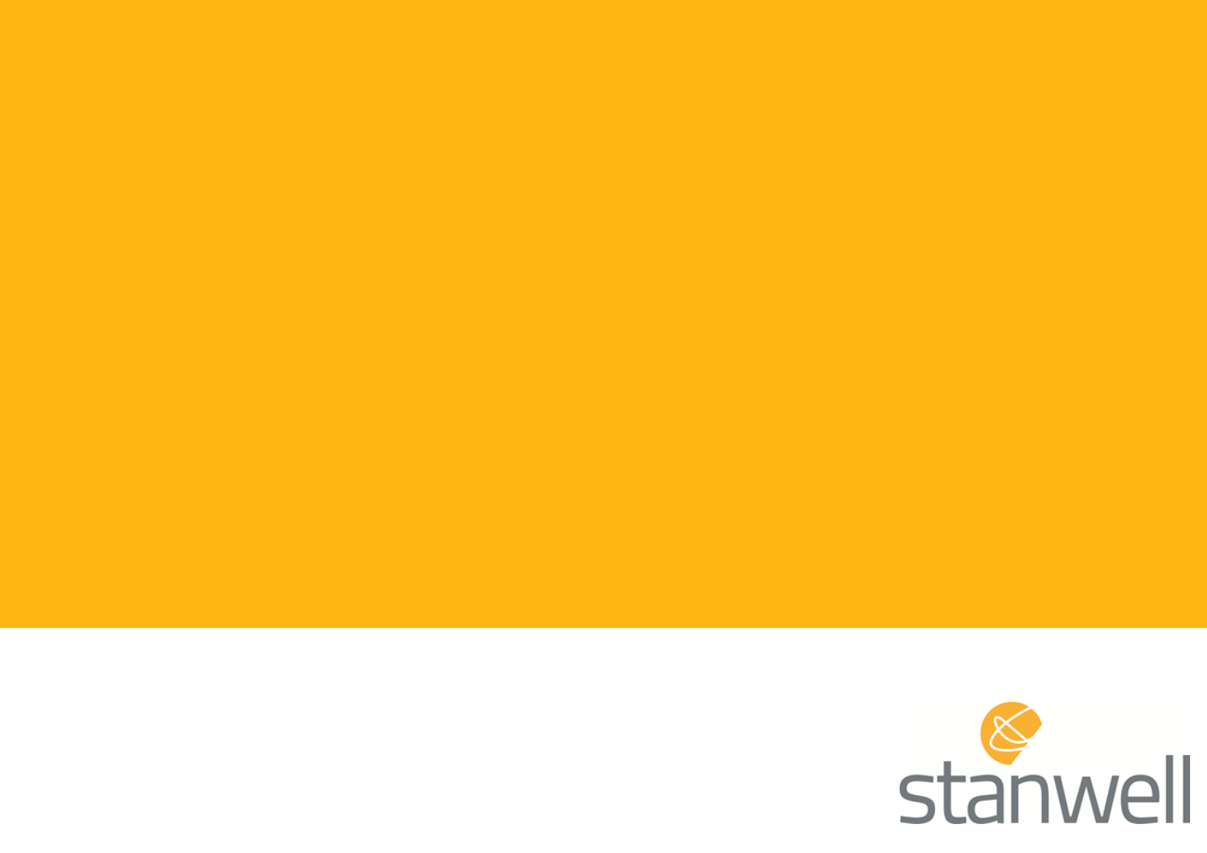stanwell